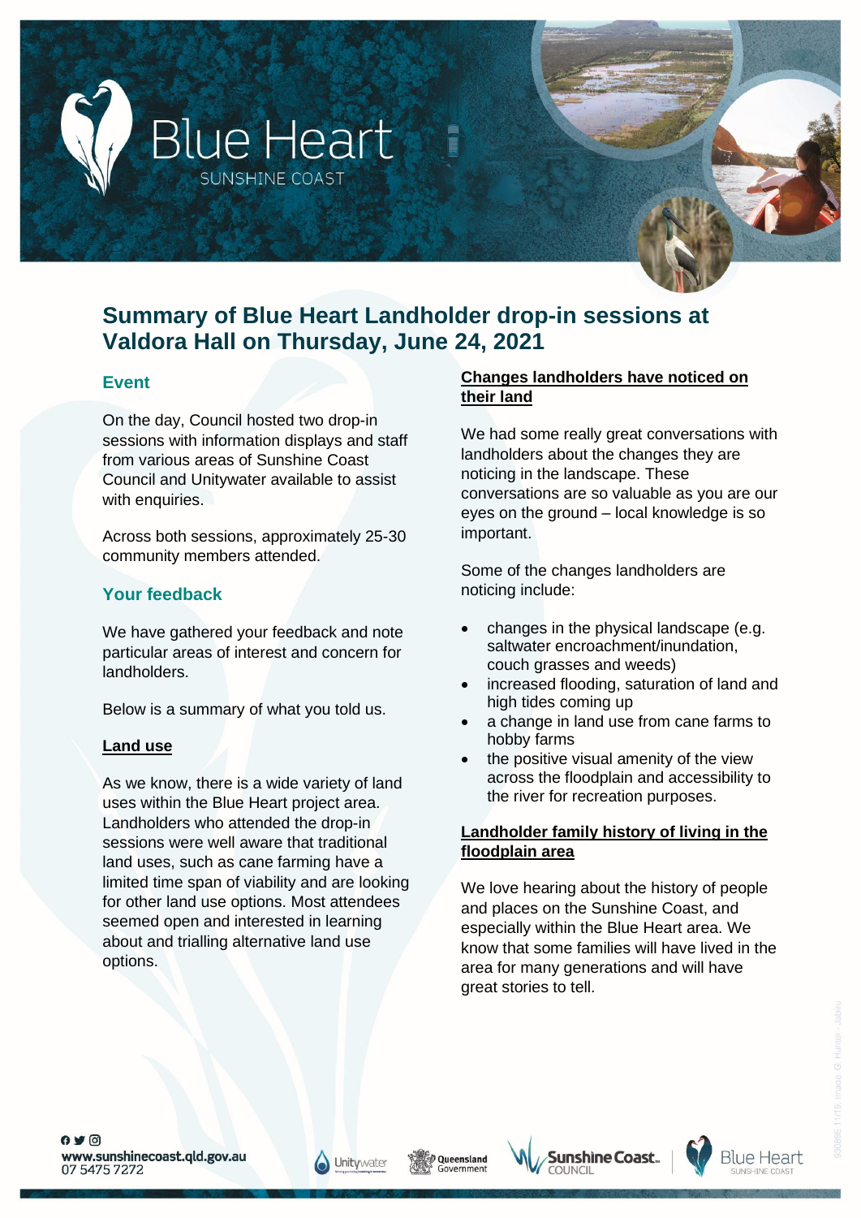# Summary of Blue Heart Landholder drop-in sessions at Valdora Hall on Thursday, June 24, 2021

## Event

On the day, Council hosted two drop-in sessions with information displays and staff from various areas of Sunshine Coast Council and Unitywater available to assist with enquiries.

Across both sessions, approximately 25-30 community members attended.

## Your feedback

We have gathered your feedback and note particular areas of interest and concern for landholders.

Below is a summary of what you told us.

### Land use

As we know, there is a wide variety of land uses within the Blue Heart project area. Landholders who attended the drop-in sessions were well aware that traditional land uses, such as cane farming have a limited time span of viability and are looking for other land use options. Most attendees seemed open and interested in learning about and trialling alternative land use options.

### Changes landholders have noticed on their land

We had some really great conversations with landholders about the changes they are noticing in the landscape. These conversations are so valuable as you are our eyes on the ground – local knowledge is so important.

Some of the changes landholders are noticing include:

- changes in the physical landscape (e.g. saltwater encroachment/inundation, couch grasses and weeds)
- increased flooding, saturation of land and high tides coming up
- a change in land use from cane farms to hobby farms
- the positive visual amenity of the view across the floodplain and accessibility to the river for recreation purposes.

### Landholder family history of living in the floodplain area

We love hearing about the history of people and places on the Sunshine Coast, and especially within the Blue Heart area. We know that some families will have lived in the area for many generations and will have great stories to tell.

www.sunshinecoast.qld.gov.au
07 5475 7272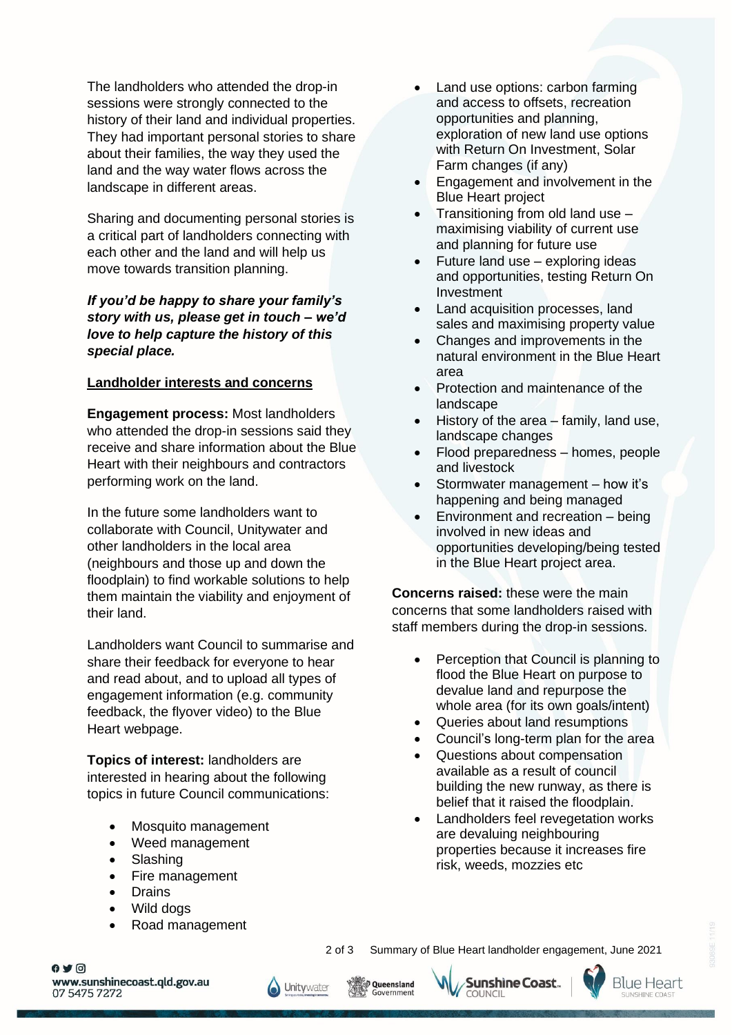The landholders who attended the drop-in sessions were strongly connected to the history of their land and individual properties. They had important personal stories to share about their families, the way they used the land and the way water flows across the landscape in different areas.

Sharing and documenting personal stories is a critical part of landholders connecting with each other and the land and will help us move towards transition planning.

***If you'd be happy to share your family's story with us, please get in touch – we'd love to help capture the history of this special place.***

## Landholder interests and concerns

**Engagement process:** Most landholders who attended the drop-in sessions said they receive and share information about the Blue Heart with their neighbours and contractors performing work on the land.

In the future some landholders want to collaborate with Council, Unitywater and other landholders in the local area (neighbours and those up and down the floodplain) to find workable solutions to help them maintain the viability and enjoyment of their land.

Landholders want Council to summarise and share their feedback for everyone to hear and read about, and to upload all types of engagement information (e.g. community feedback, the flyover video) to the Blue Heart webpage.

**Topics of interest:** landholders are interested in hearing about the following topics in future Council communications:

- Mosquito management
- Weed management
- Slashing
- Fire management
- Drains
- Wild dogs
- Road management
- Land use options: carbon farming and access to offsets, recreation opportunities and planning, exploration of new land use options with Return On Investment, Solar Farm changes (if any)
- Engagement and involvement in the Blue Heart project
- Transitioning from old land use – maximising viability of current use and planning for future use
- Future land use – exploring ideas and opportunities, testing Return On Investment
- Land acquisition processes, land sales and maximising property value
- Changes and improvements in the natural environment in the Blue Heart area
- Protection and maintenance of the landscape
- History of the area – family, land use, landscape changes
- Flood preparedness – homes, people and livestock
- Stormwater management – how it's happening and being managed
- Environment and recreation – being involved in new ideas and opportunities developing/being tested in the Blue Heart project area.

**Concerns raised:** these were the main concerns that some landholders raised with staff members during the drop-in sessions.

- Perception that Council is planning to flood the Blue Heart on purpose to devalue land and repurpose the whole area (for its own goals/intent)
- Queries about land resumptions
- Council's long-term plan for the area
- Questions about compensation available as a result of council building the new runway, as there is belief that it raised the floodplain.
- Landholders feel revegetation works are devaluing neighbouring properties because it increases fire risk, weeds, mozzies etc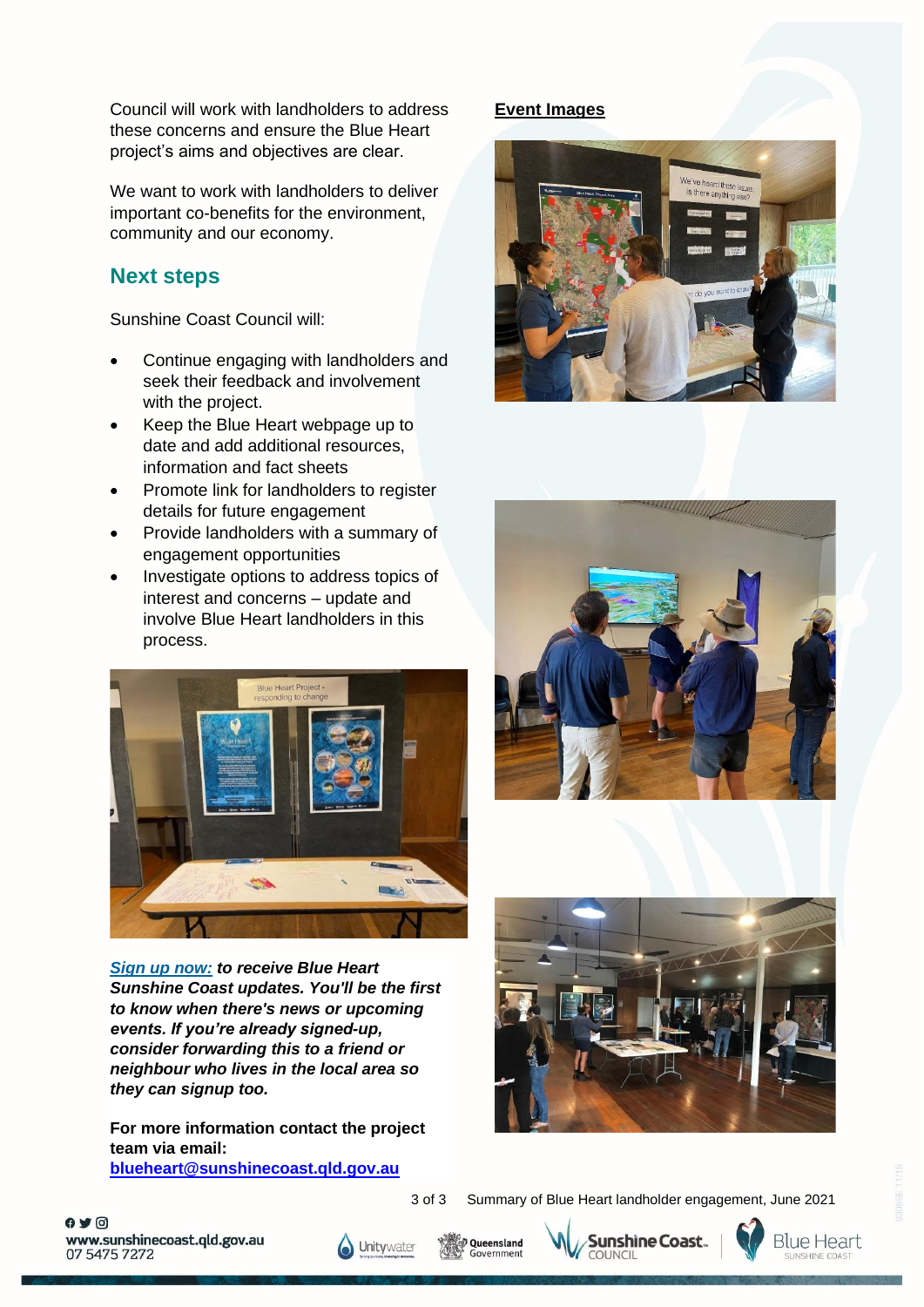Council will work with landholders to address these concerns and ensure the Blue Heart project's aims and objectives are clear.

We want to work with landholders to deliver important co-benefits for the environment, community and our economy.

## Next steps

Sunshine Coast Council will:

- Continue engaging with landholders and seek their feedback and involvement with the project.
- Keep the Blue Heart webpage up to date and add additional resources, information and fact sheets
- Promote link for landholders to register details for future engagement
- Provide landholders with a summary of engagement opportunities
- Investigate options to address topics of interest and concerns – update and involve Blue Heart landholders in this process.

***Sign up now:* to receive Blue Heart Sunshine Coast updates. You'll be the first to know when there's news or upcoming events. If you're already signed-up, consider forwarding this to a friend or neighbour who lives in the local area so they can signup too.**

**For more information contact the project team via email:**
**blueheart@sunshinecoast.qld.gov.au**

## Event Images

www.sunshinecoast.qld.gov.au
07 5475 7272